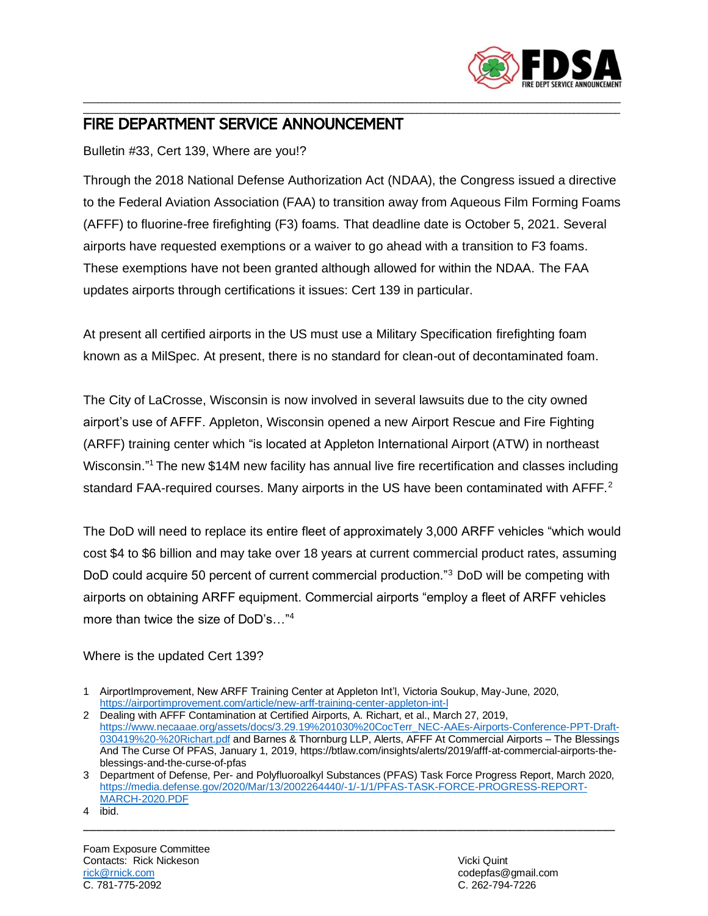# FIRE DEPARTMENT SERVICE ANNOUNCEMENT

Bulletin #33, Cert 139, Where are you!?

Through the 2018 National Defense Authorization Act (NDAA), the Congress issued a directive to the Federal Aviation Association (FAA) to transition away from Aqueous Film Forming Foams (AFFF) to fluorine-free firefighting (F3) foams. That deadline date is October 5, 2021. Several airports have requested exemptions or a waiver to go ahead with a transition to F3 foams. These exemptions have not been granted although allowed for within the NDAA. The FAA updates airports through certifications it issues: Cert 139 in particular.

At present all certified airports in the US must use a Military Specification firefighting foam known as a MilSpec. At present, there is no standard for clean-out of decontaminated foam.

The City of LaCrosse, Wisconsin is now involved in several lawsuits due to the city owned airport's use of AFFF. Appleton, Wisconsin opened a new Airport Rescue and Fire Fighting (ARFF) training center which "is located at Appleton International Airport (ATW) in northeast Wisconsin."[1] The new $14M new facility has annual live fire recertification and classes including standard FAA-required courses. Many airports in the US have been contaminated with AFFF.[2]

The DoD will need to replace its entire fleet of approximately 3,000 ARFF vehicles "which would cost $4 to $6 billion and may take over 18 years at current commercial product rates, assuming DoD could acquire 50 percent of current commercial production."[3] DoD will be competing with airports on obtaining ARFF equipment. Commercial airports "employ a fleet of ARFF vehicles more than twice the size of DoD's…"[4]

Where is the updated Cert 139?

1. AirportImprovement, New ARFF Training Center at Appleton Int'l, Victoria Soukup, May-June, 2020, https://airportimprovement.com/article/new-arff-training-center-appleton-int-l
2. Dealing with AFFF Contamination at Certified Airports, A. Richart, et al., March 27, 2019, https://www.necaaae.org/assets/docs/3.29.19%201030%20CocTerr_NEC-AAEs-Airports-Conference-PPT-Draft-030419%20-%20Richart.pdf and Barnes & Thornburg LLP, Alerts, AFFF At Commercial Airports – The Blessings And The Curse Of PFAS, January 1, 2019, https://btlaw.com/insights/alerts/2019/afff-at-commercial-airports-the-blessings-and-the-curse-of-pfas
3. Department of Defense, Per- and Polyfluoroalkyl Substances (PFAS) Task Force Progress Report, March 2020, https://media.defense.gov/2020/Mar/13/2002264440/-1/-1/1/PFAS-TASK-FORCE-PROGRESS-REPORT-MARCH-2020.PDF
4. ibid.

Foam Exposure Committee
Contacts: Rick Nickeson
rick@rnick.com
C. 781-775-2092

Vicki Quint
codepfas@gmail.com
C. 262-794-7226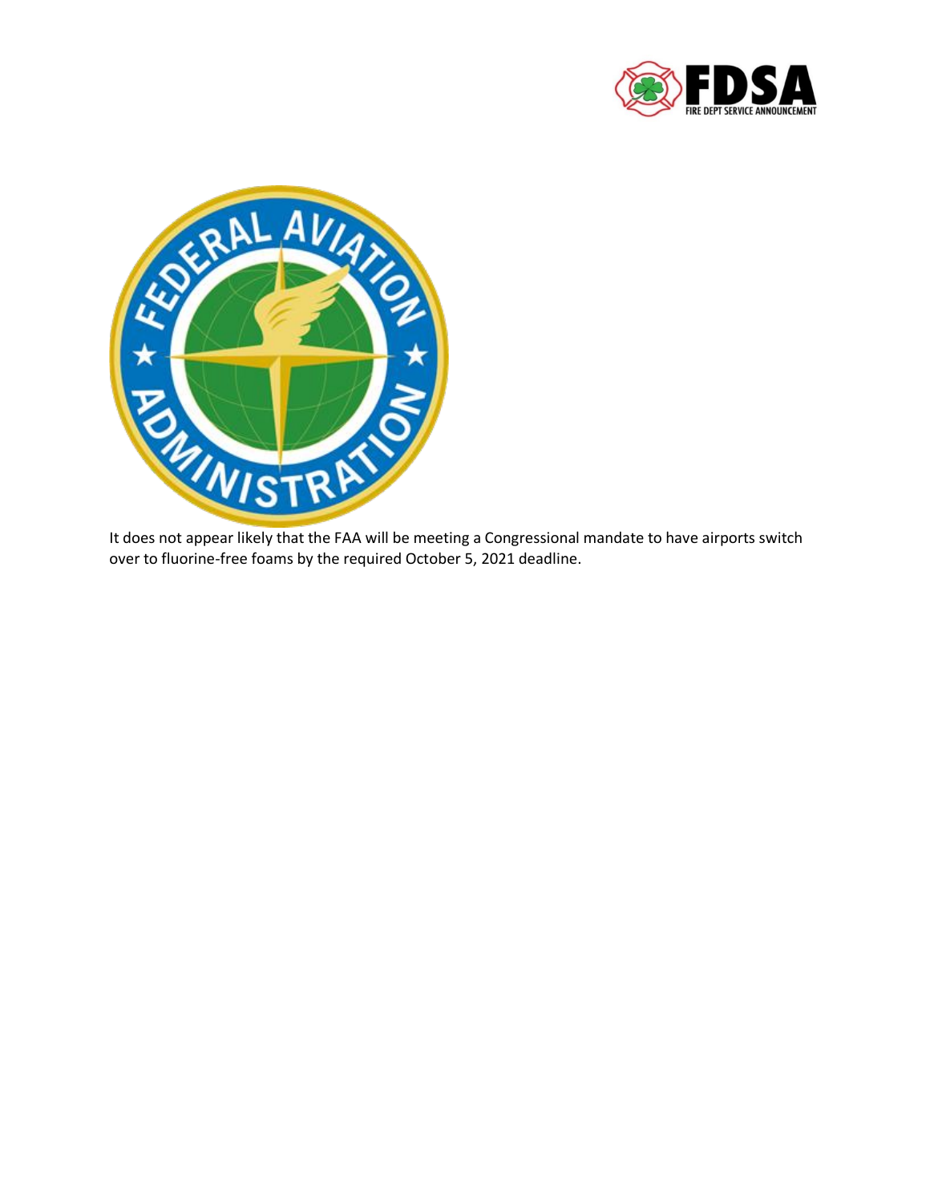It does not appear likely that the FAA will be meeting a Congressional mandate to have airports switch over to fluorine-free foams by the required October 5, 2021 deadline.